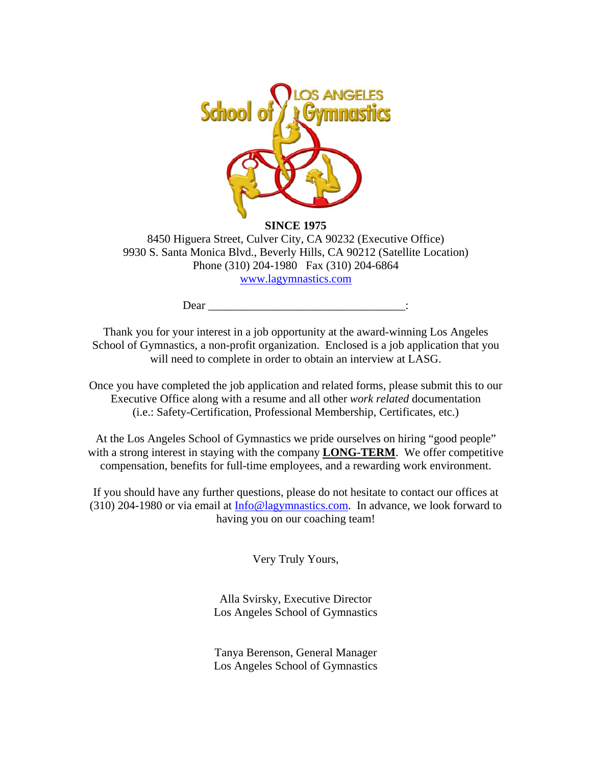**SINCE 1975**

8450 Higuera Street, Culver City, CA 90232 (Executive Office)
9930 S. Santa Monica Blvd., Beverly Hills, CA 90212 (Satellite Location)
Phone (310) 204-1980 Fax (310) 204-6864
www.lagymnastics.com

Dear _________________________________:

Thank you for your interest in a job opportunity at the award-winning Los Angeles School of Gymnastics, a non-profit organization. Enclosed is a job application that you will need to complete in order to obtain an interview at LASG.

Once you have completed the job application and related forms, please submit this to our Executive Office along with a resume and all other *work related* documentation (i.e.: Safety-Certification, Professional Membership, Certificates, etc.)

At the Los Angeles School of Gymnastics we pride ourselves on hiring "good people" with a strong interest in staying with the company **LONG-TERM**. We offer competitive compensation, benefits for full-time employees, and a rewarding work environment.

If you should have any further questions, please do not hesitate to contact our offices at (310) 204-1980 or via email at Info@lagymnastics.com. In advance, we look forward to having you on our coaching team!

Very Truly Yours,

Alla Svirsky, Executive Director
Los Angeles School of Gymnastics

Tanya Berenson, General Manager
Los Angeles School of Gymnastics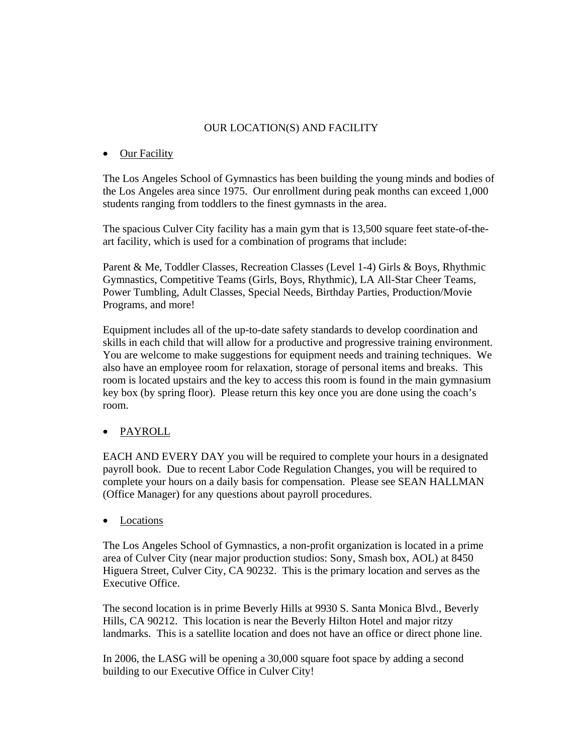# OUR LOCATION(S) AND FACILITY

- <u>Our Facility</u>

The Los Angeles School of Gymnastics has been building the young minds and bodies of the Los Angeles area since 1975. Our enrollment during peak months can exceed 1,000 students ranging from toddlers to the finest gymnasts in the area.

The spacious Culver City facility has a main gym that is 13,500 square feet state-of-the-art facility, which is used for a combination of programs that include:

Parent & Me, Toddler Classes, Recreation Classes (Level 1-4) Girls & Boys, Rhythmic Gymnastics, Competitive Teams (Girls, Boys, Rhythmic), LA All-Star Cheer Teams, Power Tumbling, Adult Classes, Special Needs, Birthday Parties, Production/Movie Programs, and more!

Equipment includes all of the up-to-date safety standards to develop coordination and skills in each child that will allow for a productive and progressive training environment. You are welcome to make suggestions for equipment needs and training techniques. We also have an employee room for relaxation, storage of personal items and breaks. This room is located upstairs and the key to access this room is found in the main gymnasium key box (by spring floor). Please return this key once you are done using the coach's room.

- <u>PAYROLL</u>

EACH AND EVERY DAY you will be required to complete your hours in a designated payroll book. Due to recent Labor Code Regulation Changes, you will be required to complete your hours on a daily basis for compensation. Please see SEAN HALLMAN (Office Manager) for any questions about payroll procedures.

- <u>Locations</u>

The Los Angeles School of Gymnastics, a non-profit organization is located in a prime area of Culver City (near major production studios: Sony, Smash box, AOL) at 8450 Higuera Street, Culver City, CA 90232. This is the primary location and serves as the Executive Office.

The second location is in prime Beverly Hills at 9930 S. Santa Monica Blvd., Beverly Hills, CA 90212. This location is near the Beverly Hilton Hotel and major ritzy landmarks. This is a satellite location and does not have an office or direct phone line.

In 2006, the LASG will be opening a 30,000 square foot space by adding a second building to our Executive Office in Culver City!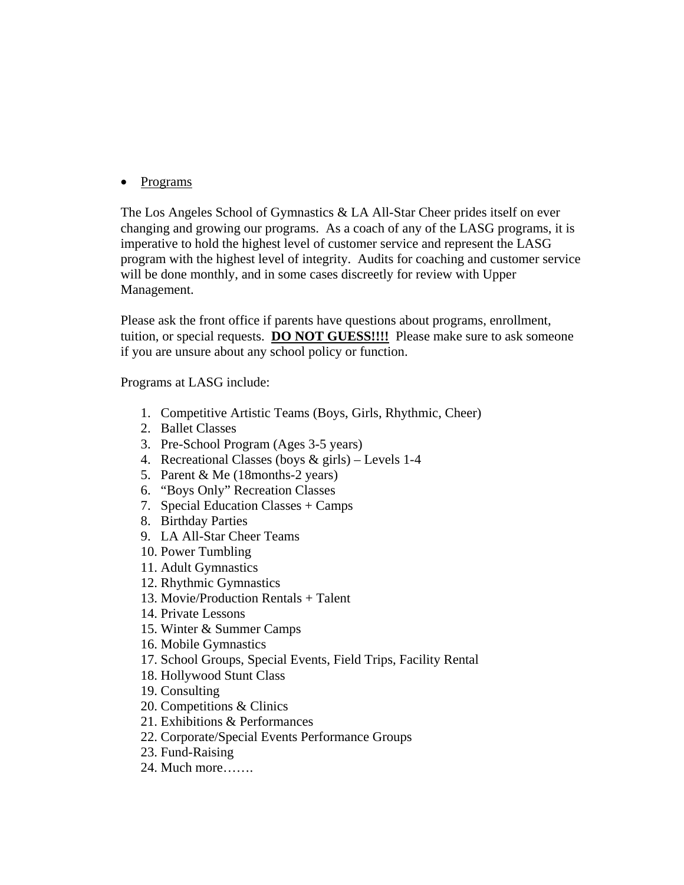- <u>Programs</u>

The Los Angeles School of Gymnastics & LA All-Star Cheer prides itself on ever changing and growing our programs. As a coach of any of the LASG programs, it is imperative to hold the highest level of customer service and represent the LASG program with the highest level of integrity. Audits for coaching and customer service will be done monthly, and in some cases discreetly for review with Upper Management.

Please ask the front office if parents have questions about programs, enrollment, tuition, or special requests. **<u>DO NOT GUESS!!!!</u>** Please make sure to ask someone if you are unsure about any school policy or function.

Programs at LASG include:

1. Competitive Artistic Teams (Boys, Girls, Rhythmic, Cheer)
2. Ballet Classes
3. Pre-School Program (Ages 3-5 years)
4. Recreational Classes (boys & girls) – Levels 1-4
5. Parent & Me (18months-2 years)
6. "Boys Only" Recreation Classes
7. Special Education Classes + Camps
8. Birthday Parties
9. LA All-Star Cheer Teams
10. Power Tumbling
11. Adult Gymnastics
12. Rhythmic Gymnastics
13. Movie/Production Rentals + Talent
14. Private Lessons
15. Winter & Summer Camps
16. Mobile Gymnastics
17. School Groups, Special Events, Field Trips, Facility Rental
18. Hollywood Stunt Class
19. Consulting
20. Competitions & Clinics
21. Exhibitions & Performances
22. Corporate/Special Events Performance Groups
23. Fund-Raising
24. Much more…….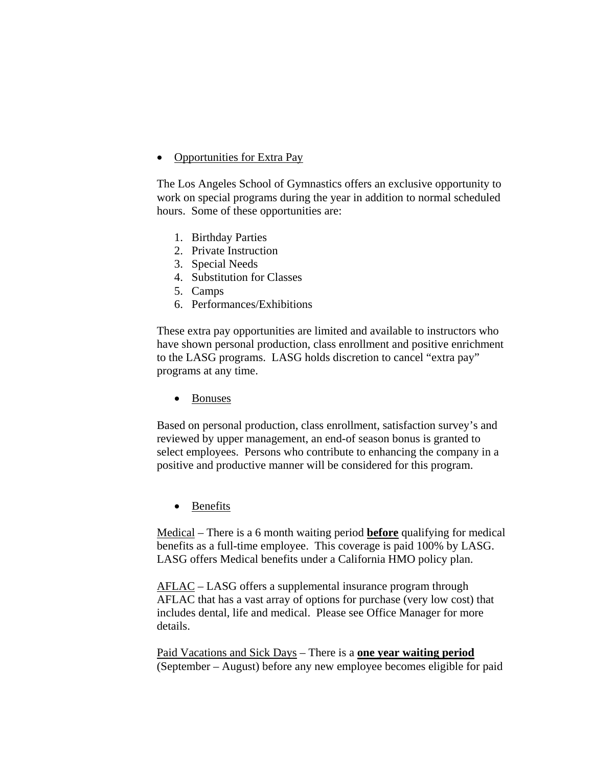- <u>Opportunities for Extra Pay</u>

The Los Angeles School of Gymnastics offers an exclusive opportunity to work on special programs during the year in addition to normal scheduled hours. Some of these opportunities are:

1. Birthday Parties
2. Private Instruction
3. Special Needs
4. Substitution for Classes
5. Camps
6. Performances/Exhibitions

These extra pay opportunities are limited and available to instructors who have shown personal production, class enrollment and positive enrichment to the LASG programs. LASG holds discretion to cancel "extra pay" programs at any time.

- <u>Bonuses</u>

Based on personal production, class enrollment, satisfaction survey's and reviewed by upper management, an end-of season bonus is granted to select employees. Persons who contribute to enhancing the company in a positive and productive manner will be considered for this program.

- <u>Benefits</u>

<u>Medical</u> – There is a 6 month waiting period <u>**before**</u> qualifying for medical benefits as a full-time employee. This coverage is paid 100% by LASG. LASG offers Medical benefits under a California HMO policy plan.

<u>AFLAC</u> – LASG offers a supplemental insurance program through AFLAC that has a vast array of options for purchase (very low cost) that includes dental, life and medical. Please see Office Manager for more details.

<u>Paid Vacations and Sick Days</u> – There is a <u>**one year waiting period**</u> (September – August) before any new employee becomes eligible for paid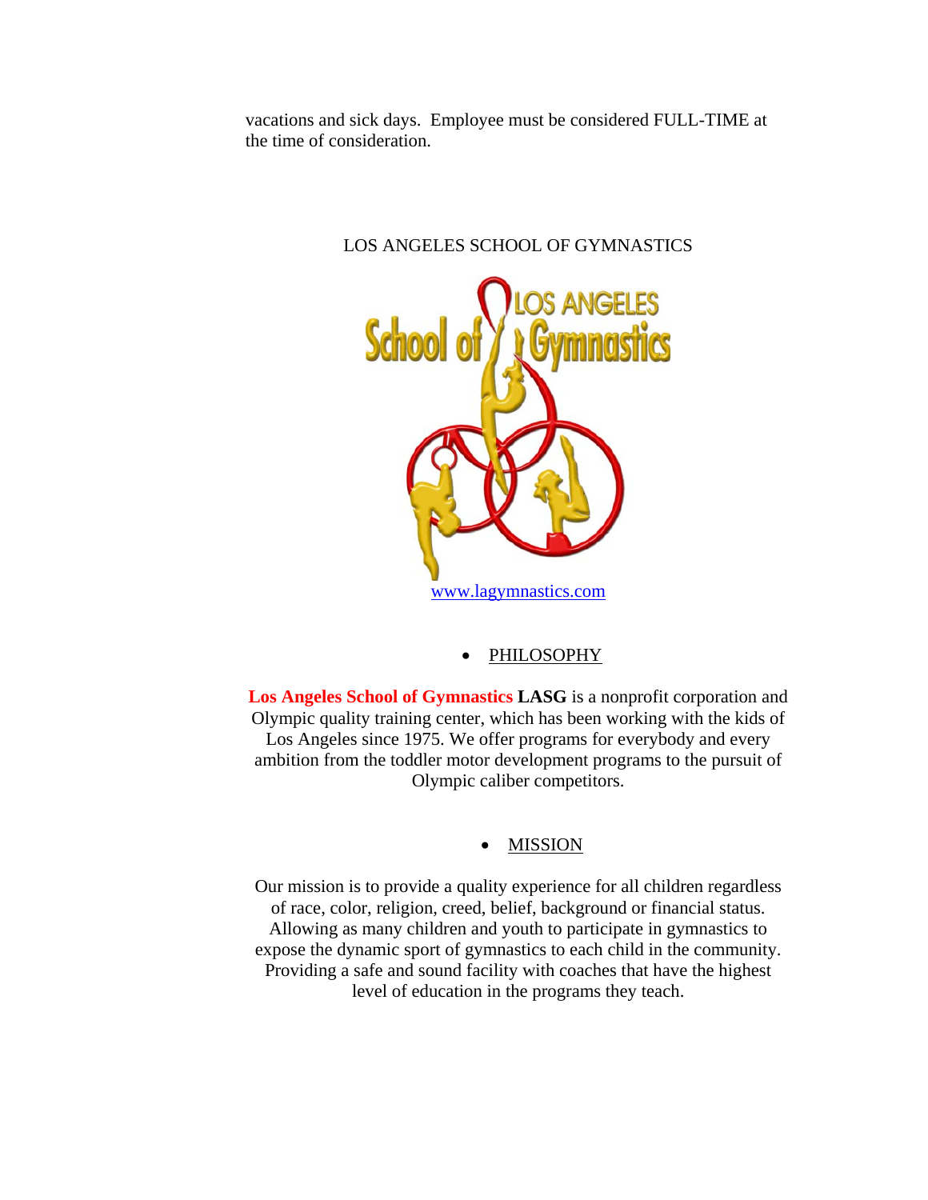vacations and sick days. Employee must be considered FULL-TIME at the time of consideration.

LOS ANGELES SCHOOL OF GYMNASTICS

www.lagymnastics.com

- PHILOSOPHY

**Los Angeles School of Gymnastics** **LASG** is a nonprofit corporation and Olympic quality training center, which has been working with the kids of Los Angeles since 1975. We offer programs for everybody and every ambition from the toddler motor development programs to the pursuit of Olympic caliber competitors.

- MISSION

Our mission is to provide a quality experience for all children regardless of race, color, religion, creed, belief, background or financial status. Allowing as many children and youth to participate in gymnastics to expose the dynamic sport of gymnastics to each child in the community. Providing a safe and sound facility with coaches that have the highest level of education in the programs they teach.